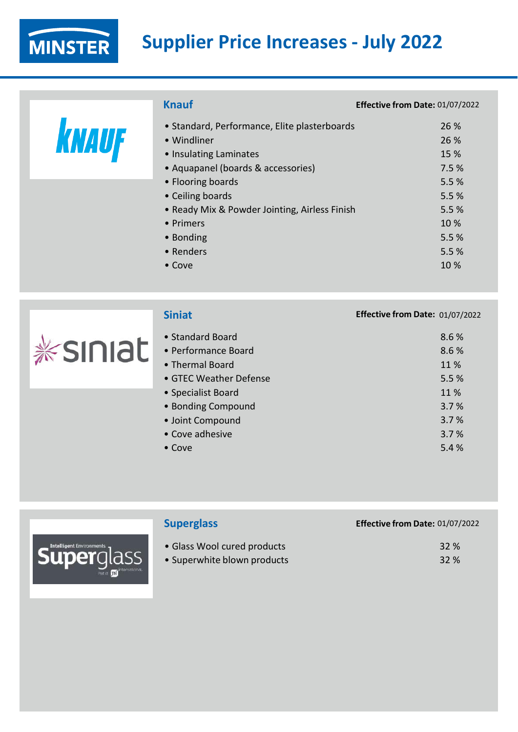# Supplier Price Increases - July 2022

## Knauf

**Effective from Date:** 01/07/2022

| Product | Increase |
|---|---|
| Standard, Performance, Elite plasterboards | 26 % |
| Windliner | 26 % |
| Insulating Laminates | 15 % |
| Aquapanel (boards & accessories) | 7.5 % |
| Flooring boards | 5.5 % |
| Ceiling boards | 5.5 % |
| Ready Mix & Powder Jointing, Airless Finish | 5.5 % |
| Primers | 10 % |
| Bonding | 5.5 % |
| Renders | 5.5 % |
| Cove | 10 % |

## Siniat

**Effective from Date:** 01/07/2022

| Product | Increase |
|---|---|
| Standard Board | 8.6 % |
| Performance Board | 8.6 % |
| Thermal Board | 11 % |
| GTEC Weather Defense | 5.5 % |
| Specialist Board | 11 % |
| Bonding Compound | 3.7 % |
| Joint Compound | 3.7 % |
| Cove adhesive | 3.7 % |
| Cove | 5.4 % |

## Superglass

**Effective from Date:** 01/07/2022

| Product | Increase |
|---|---|
| Glass Wool cured products | 32 % |
| Superwhite blown products | 32 % |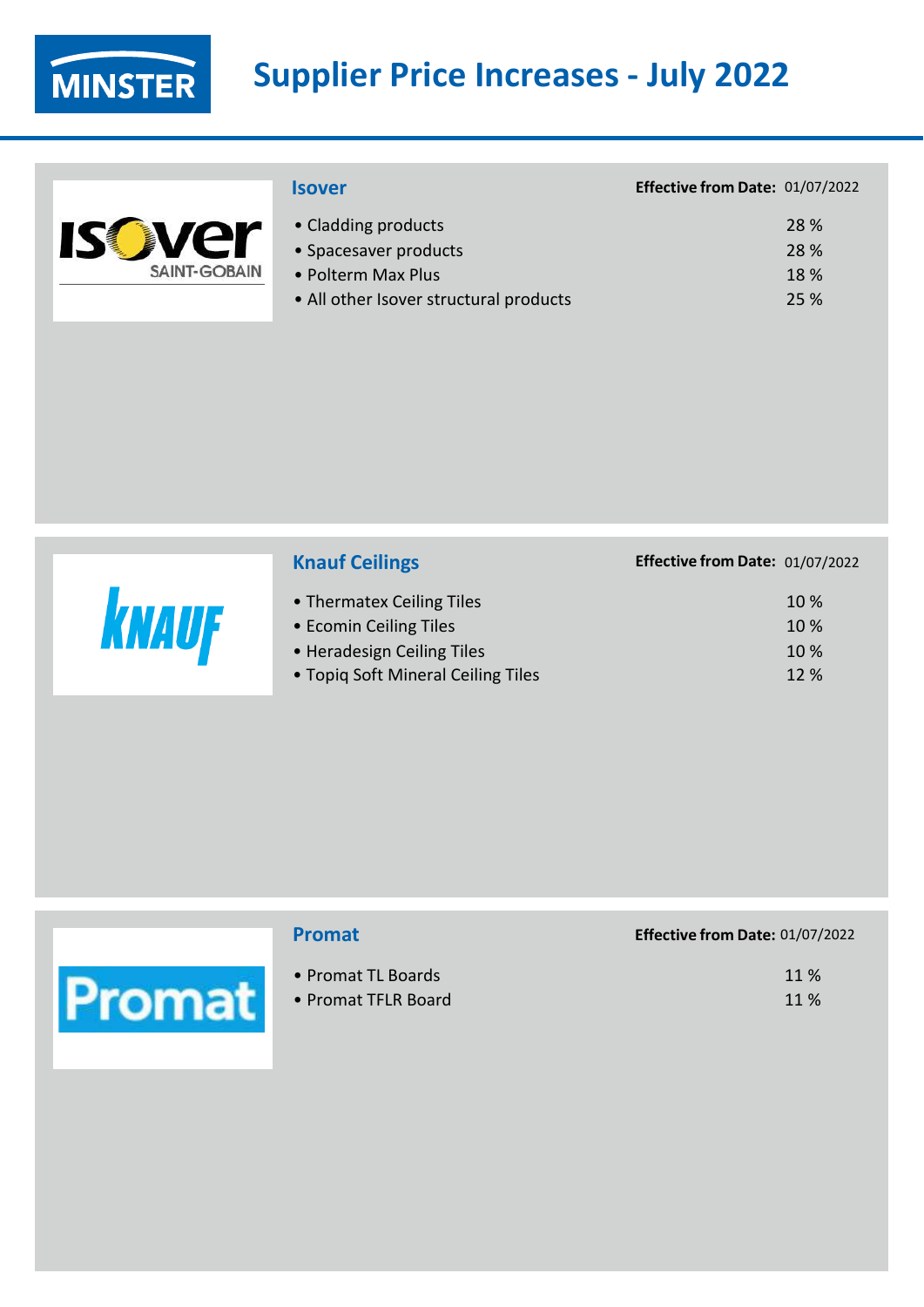# Supplier Price Increases - July 2022

## Isover

**Effective from Date:** 01/07/2022

| | |
|---|---|
| • Cladding products | 28 % |
| • Spacesaver products | 28 % |
| • Polterm Max Plus | 18 % |
| • All other Isover structural products | 25 % |

## Knauf Ceilings

**Effective from Date:** 01/07/2022

| | |
|---|---|
| • Thermatex Ceiling Tiles | 10 % |
| • Ecomin Ceiling Tiles | 10 % |
| • Heradesign Ceiling Tiles | 10 % |
| • Topiq Soft Mineral Ceiling Tiles | 12 % |

## Promat

**Effective from Date:** 01/07/2022

| | |
|---|---|
| • Promat TL Boards | 11 % |
| • Promat TFLR Board | 11 % |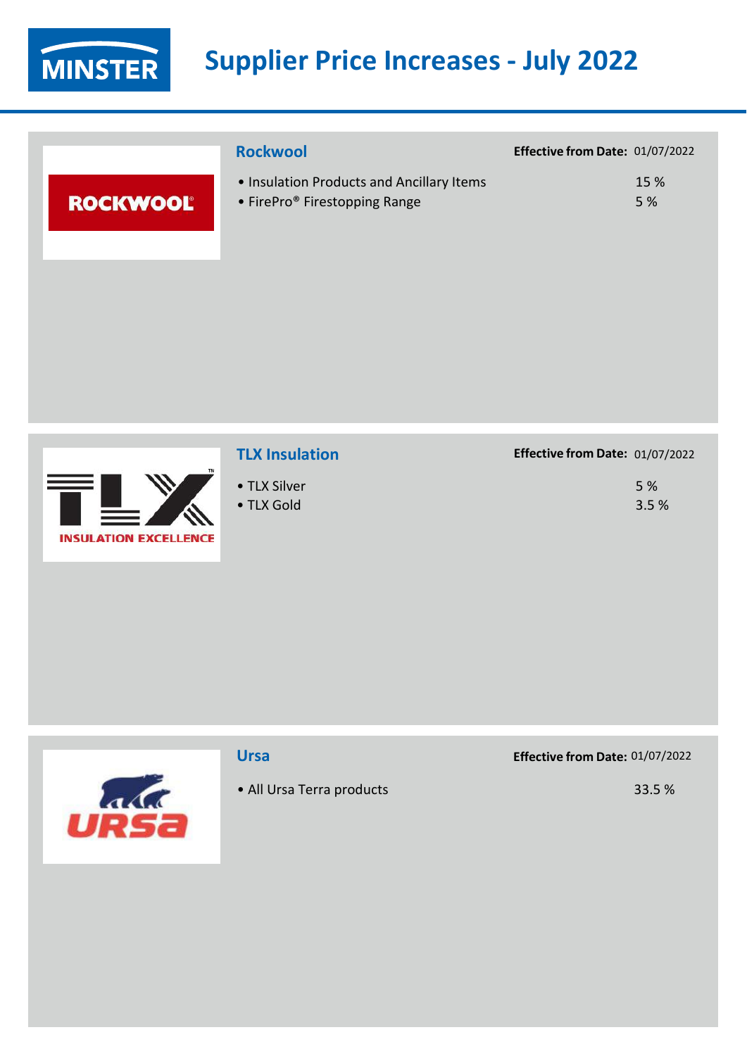# Supplier Price Increases - July 2022

## Rockwool

**Effective from Date:** 01/07/2022

- Insulation Products and Ancillary Items — 15 %
- FirePro® Firestopping Range — 5 %

## TLX Insulation

**Effective from Date:** 01/07/2022

- TLX Silver — 5 %
- TLX Gold — 3.5 %

## Ursa

**Effective from Date:** 01/07/2022

- All Ursa Terra products — 33.5 %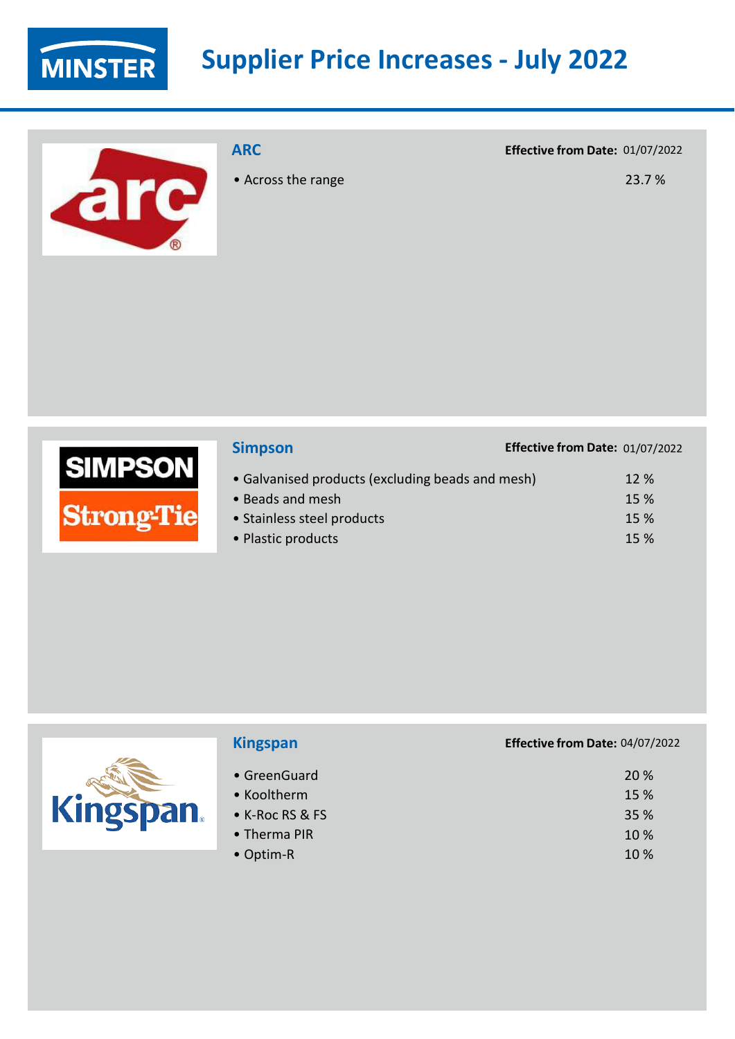# Supplier Price Increases - July 2022

## ARC

**Effective from Date:** 01/07/2022

| | |
|---|---|
| • Across the range | 23.7 % |

## Simpson

**Effective from Date:** 01/07/2022

| | |
|---|---|
| • Galvanised products (excluding beads and mesh) | 12 % |
| • Beads and mesh | 15 % |
| • Stainless steel products | 15 % |
| • Plastic products | 15 % |

## Kingspan

**Effective from Date:** 04/07/2022

| | |
|---|---|
| • GreenGuard | 20 % |
| • Kooltherm | 15 % |
| • K-Roc RS & FS | 35 % |
| • Therma PIR | 10 % |
| • Optim-R | 10 % |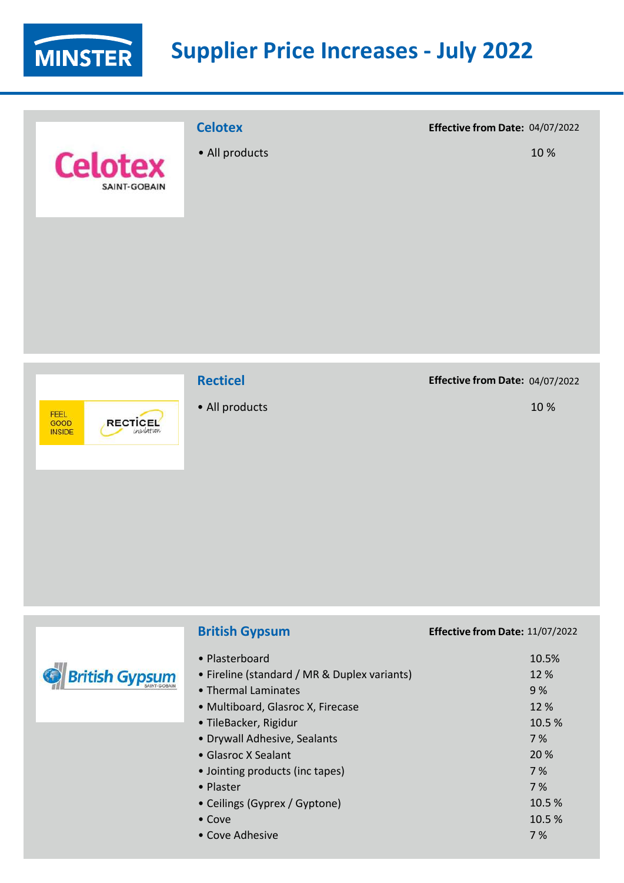# Supplier Price Increases - July 2022

## Celotex

**Effective from Date:** 04/07/2022

| | |
|---|---|
| • All products | 10 % |

## Recticel

**Effective from Date:** 04/07/2022

| | |
|---|---|
| • All products | 10 % |

## British Gypsum

**Effective from Date:** 11/07/2022

| | |
|---|---|
| • Plasterboard | 10.5% |
| • Fireline (standard / MR & Duplex variants) | 12 % |
| • Thermal Laminates | 9 % |
| • Multiboard, Glasroc X, Firecase | 12 % |
| • TileBacker, Rigidur | 10.5 % |
| • Drywall Adhesive, Sealants | 7 % |
| • Glasroc X Sealant | 20 % |
| • Jointing products (inc tapes) | 7 % |
| • Plaster | 7 % |
| • Ceilings (Gyprex / Gyptone) | 10.5 % |
| • Cove | 10.5 % |
| • Cove Adhesive | 7 % |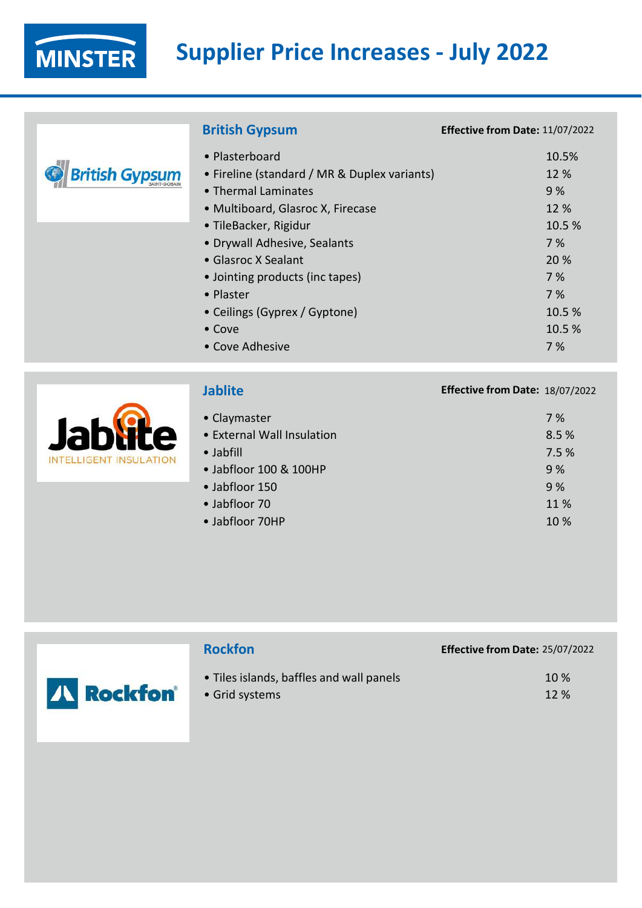# Supplier Price Increases - July 2022

## British Gypsum

**Effective from Date:** 11/07/2022

| | |
|---|---|
| • Plasterboard | 10.5% |
| • Fireline (standard / MR & Duplex variants) | 12 % |
| • Thermal Laminates | 9 % |
| • Multiboard, Glasroc X, Firecase | 12 % |
| • TileBacker, Rigidur | 10.5 % |
| • Drywall Adhesive, Sealants | 7 % |
| • Glasroc X Sealant | 20 % |
| • Jointing products (inc tapes) | 7 % |
| • Plaster | 7 % |
| • Ceilings (Gyprex / Gyptone) | 10.5 % |
| • Cove | 10.5 % |
| • Cove Adhesive | 7 % |

## Jablite

**Effective from Date:** 18/07/2022

| | |
|---|---|
| • Claymaster | 7 % |
| • External Wall Insulation | 8.5 % |
| • Jabfill | 7.5 % |
| • Jabfloor 100 & 100HP | 9 % |
| • Jabfloor 150 | 9 % |
| • Jabfloor 70 | 11 % |
| • Jabfloor 70HP | 10 % |

## Rockfon

**Effective from Date:** 25/07/2022

| | |
|---|---|
| • Tiles islands, baffles and wall panels | 10 % |
| • Grid systems | 12 % |